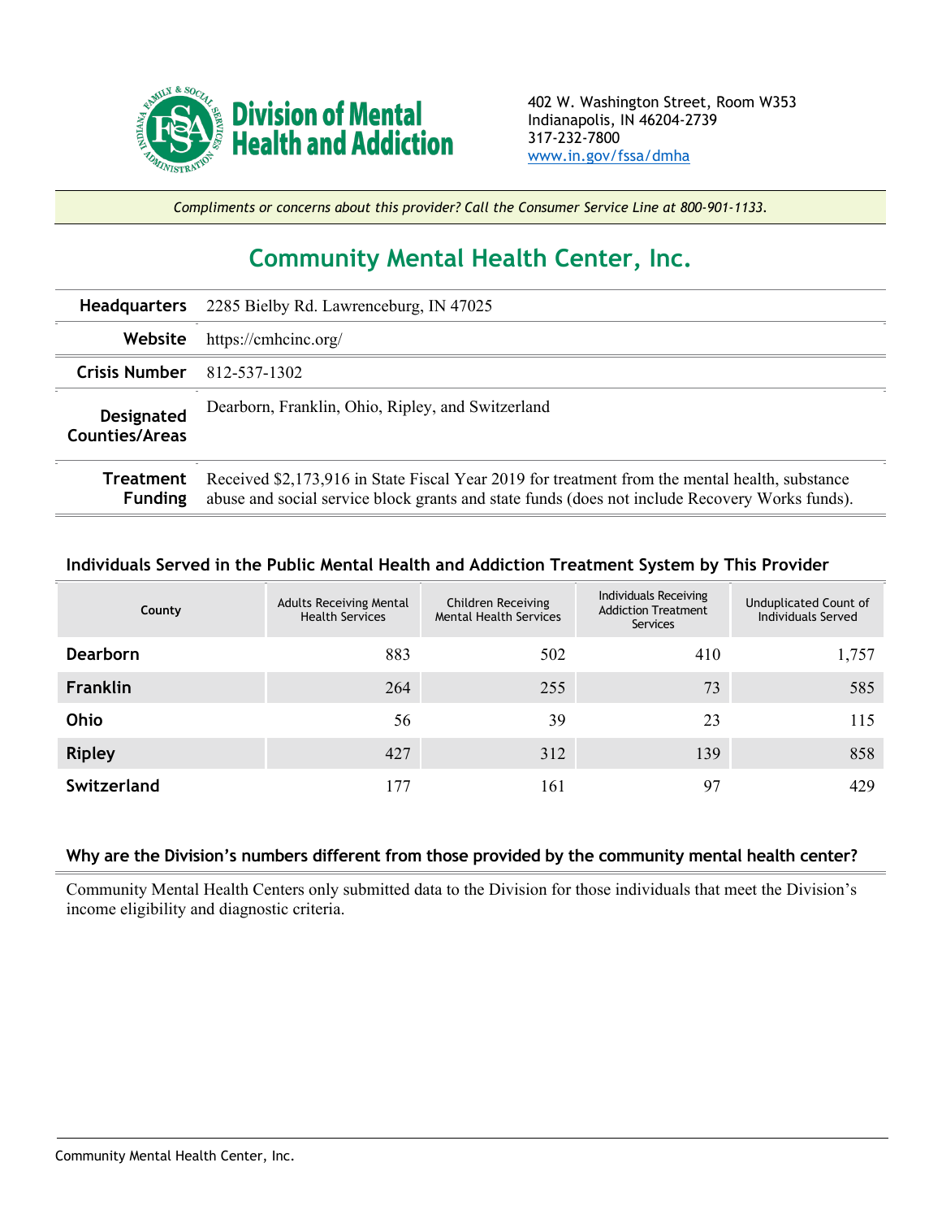**Division of Mental Health and Addiction**

402 W. Washington Street, Room W353
Indianapolis, IN 46204-2739
317-232-7800
www.in.gov/fssa/dmha

*Compliments or concerns about this provider? Call the Consumer Service Line at 800-901-1133.*

# Community Mental Health Center, Inc.

| | |
|---|---|
| **Headquarters** | 2285 Bielby Rd. Lawrenceburg, IN 47025 |
| **Website** | https://cmhcinc.org/ |
| **Crisis Number** | 812-537-1302 |
| **Designated Counties/Areas** | Dearborn, Franklin, Ohio, Ripley, and Switzerland |
| **Treatment Funding** | Received $2,173,916 in State Fiscal Year 2019 for treatment from the mental health, substance abuse and social service block grants and state funds (does not include Recovery Works funds). |

### Individuals Served in the Public Mental Health and Addiction Treatment System by This Provider

| County | Adults Receiving Mental Health Services | Children Receiving Mental Health Services | Individuals Receiving Addiction Treatment Services | Unduplicated Count of Individuals Served |
|---|---|---|---|---|
| **Dearborn** | 883 | 502 | 410 | 1,757 |
| **Franklin** | 264 | 255 | 73 | 585 |
| **Ohio** | 56 | 39 | 23 | 115 |
| **Ripley** | 427 | 312 | 139 | 858 |
| **Switzerland** | 177 | 161 | 97 | 429 |

### Why are the Division's numbers different from those provided by the community mental health center?

Community Mental Health Centers only submitted data to the Division for those individuals that meet the Division's income eligibility and diagnostic criteria.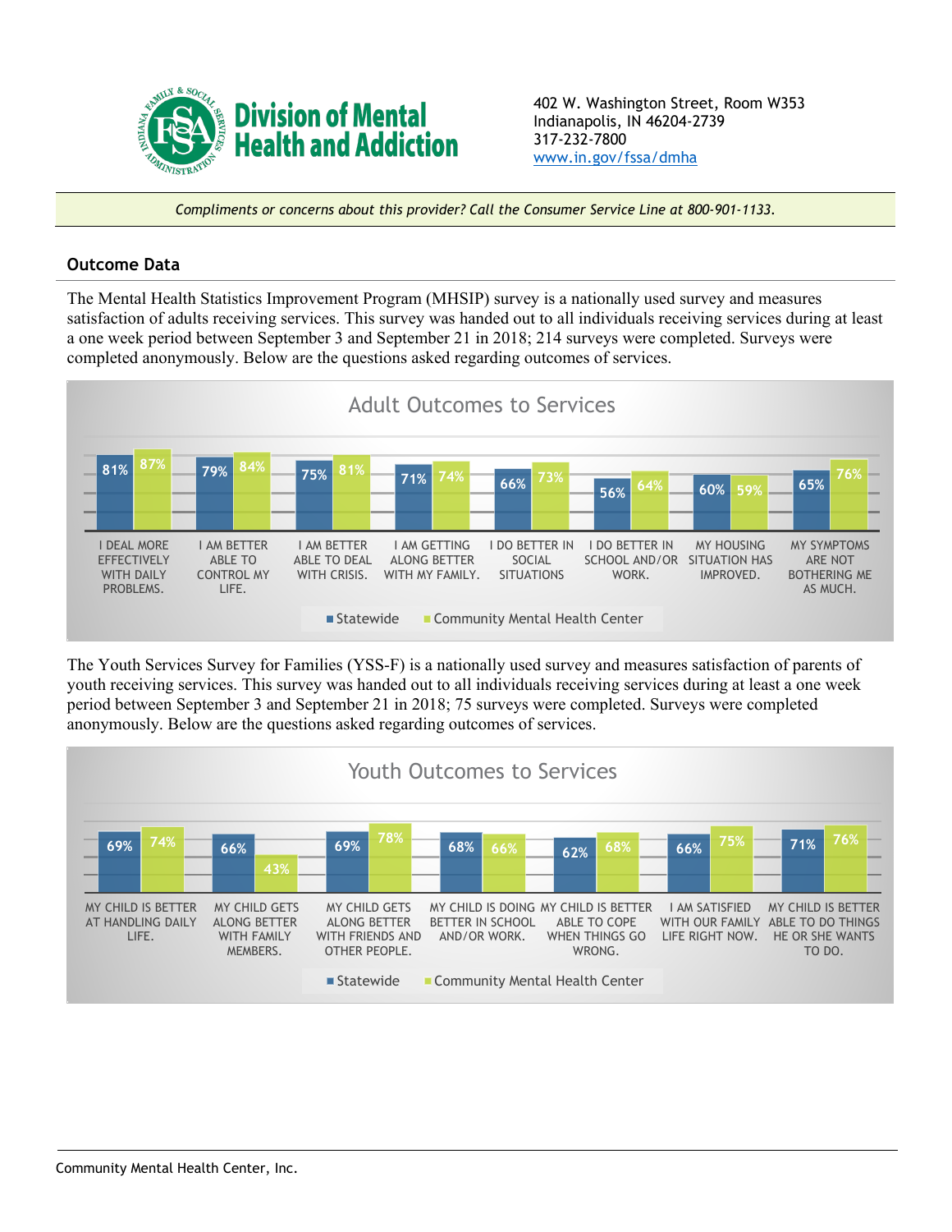402 W. Washington Street, Room W353
Indianapolis, IN 46204-2739
317-232-7800
www.in.gov/fssa/dmha

*Compliments or concerns about this provider? Call the Consumer Service Line at 800-901-1133.*

## Outcome Data

The Mental Health Statistics Improvement Program (MHSIP) survey is a nationally used survey and measures satisfaction of adults receiving services. This survey was handed out to all individuals receiving services during at least a one week period between September 3 and September 21 in 2018; 214 surveys were completed. Surveys were completed anonymously. Below are the questions asked regarding outcomes of services.

Adult Outcomes to Services

81% 87%
I DEAL MORE EFFECTIVELY WITH DAILY PROBLEMS.

79% 84%
I AM BETTER ABLE TO CONTROL MY LIFE.

75% 81%
I AM BETTER ABLE TO DEAL WITH CRISIS.

71% 74%
I AM GETTING ALONG BETTER WITH MY FAMILY.

66% 73%
I DO BETTER IN SOCIAL SITUATIONS

56% 64%
I DO BETTER IN SCHOOL AND/OR WORK.

60% 59%
MY HOUSING SITUATION HAS IMPROVED.

65% 76%
MY SYMPTOMS ARE NOT BOTHERING ME AS MUCH.

Statewide
Community Mental Health Center

The Youth Services Survey for Families (YSS-F) is a nationally used survey and measures satisfaction of parents of youth receiving services. This survey was handed out to all individuals receiving services during at least a one week period between September 3 and September 21 in 2018; 75 surveys were completed. Surveys were completed anonymously. Below are the questions asked regarding outcomes of services.

Youth Outcomes to Services

69% 74%
MY CHILD IS BETTER AT HANDLING DAILY LIFE.

66% 43%
MY CHILD GETS ALONG BETTER WITH FAMILY MEMBERS.

69% 78%
MY CHILD GETS ALONG BETTER WITH FRIENDS AND OTHER PEOPLE.

68% 66%
MY CHILD IS DOING BETTER IN SCHOOL AND/OR WORK.

62% 68%
MY CHILD IS BETTER ABLE TO COPE WHEN THINGS GO WRONG.

66% 75%
I AM SATISFIED WITH OUR FAMILY LIFE RIGHT NOW.

71% 76%
MY CHILD IS BETTER ABLE TO DO THINGS HE OR SHE WANTS TO DO.

Statewide
Community Mental Health Center